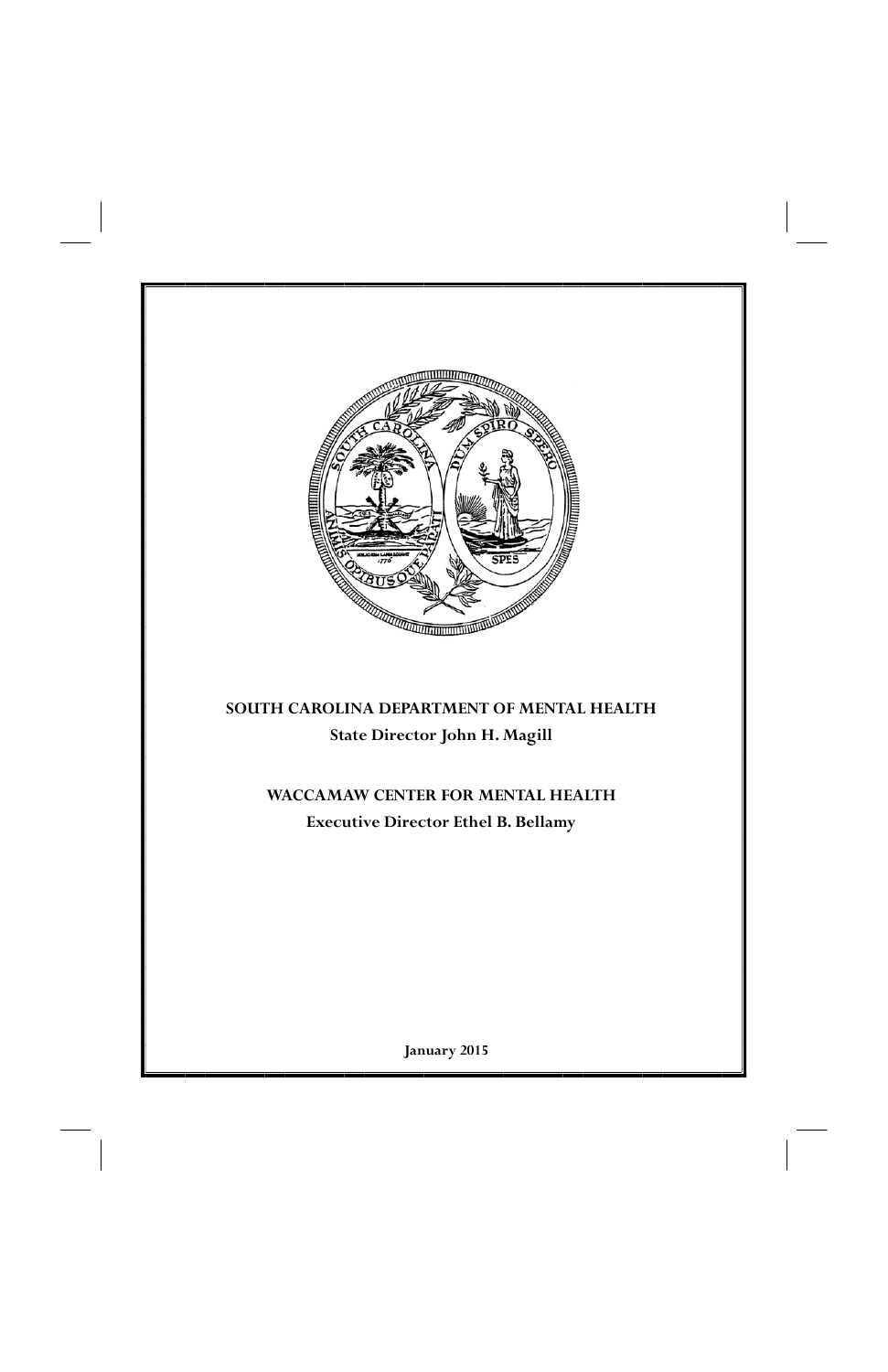**SOUTH CAROLINA DEPARTMENT OF MENTAL HEALTH**

**State Director John H. Magill**

**WACCAMAW CENTER FOR MENTAL HEALTH**

**Executive Director Ethel B. Bellamy**

**January 2015**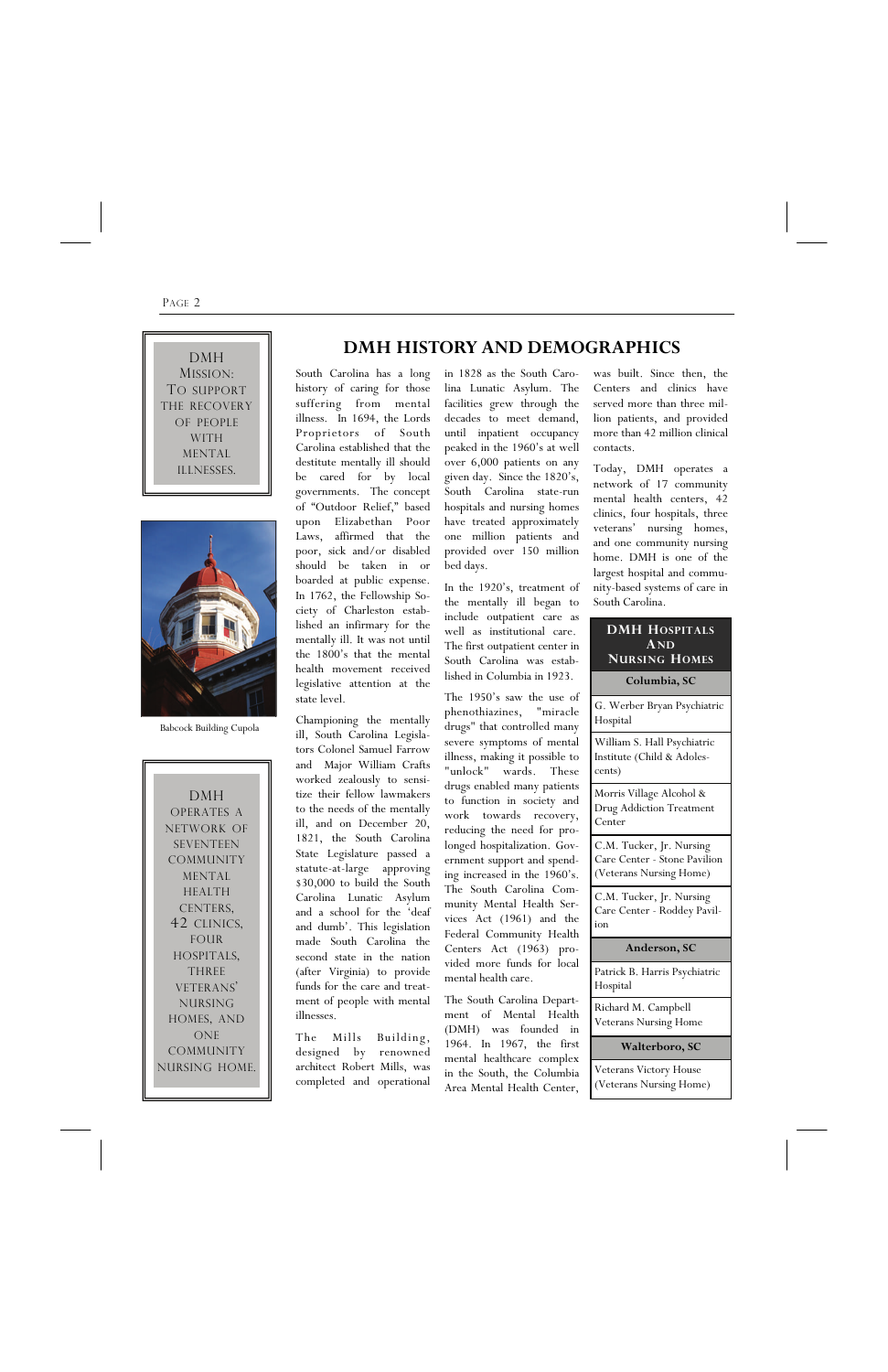DMH MISSION: TO SUPPORT THE RECOVERY OF PEOPLE WITH MENTAL ILLNESSES.

Babcock Building Cupola

DMH OPERATES A NETWORK OF SEVENTEEN COMMUNITY MENTAL HEALTH CENTERS, 42 CLINICS, FOUR HOSPITALS, THREE VETERANS' NURSING HOMES, AND ONE COMMUNITY NURSING HOME.

# DMH HISTORY AND DEMOGRAPHICS

South Carolina has a long history of caring for those suffering from mental illness. In 1694, the Lords Proprietors of South Carolina established that the destitute mentally ill should be cared for by local governments. The concept of "Outdoor Relief," based upon Elizabethan Poor Laws, affirmed that the poor, sick and/or disabled should be taken in or boarded at public expense. In 1762, the Fellowship Society of Charleston established an infirmary for the mentally ill. It was not until the 1800's that the mental health movement received legislative attention at the state level.

Championing the mentally ill, South Carolina Legislators Colonel Samuel Farrow and Major William Crafts worked zealously to sensitize their fellow lawmakers to the needs of the mentally ill, and on December 20, 1821, the South Carolina State Legislature passed a statute-at-large approving $30,000 to build the South Carolina Lunatic Asylum and a school for the 'deaf and dumb'. This legislation made South Carolina the second state in the nation (after Virginia) to provide funds for the care and treatment of people with mental illnesses.

The Mills Building, designed by renowned architect Robert Mills, was completed and operational in 1828 as the South Carolina Lunatic Asylum. The facilities grew through the decades to meet demand, until inpatient occupancy peaked in the 1960's at well over 6,000 patients on any given day. Since the 1820's, South Carolina state-run hospitals and nursing homes have treated approximately one million patients and provided over 150 million bed days.

In the 1920's, treatment of the mentally ill began to include outpatient care as well as institutional care. The first outpatient center in South Carolina was established in Columbia in 1923.

The 1950's saw the use of phenothiazines, "miracle drugs" that controlled many severe symptoms of mental illness, making it possible to "unlock" wards. These drugs enabled many patients to function in society and work towards recovery, reducing the need for prolonged hospitalization. Government support and spending increased in the 1960's. The South Carolina Community Mental Health Services Act (1961) and the Federal Community Health Centers Act (1963) provided more funds for local mental health care.

The South Carolina Department of Mental Health (DMH) was founded in 1964. In 1967, the first mental healthcare complex in the South, the Columbia Area Mental Health Center, was built. Since then, the Centers and clinics have served more than three million patients, and provided more than 42 million clinical contacts.

Today, DMH operates a network of 17 community mental health centers, 42 clinics, four hospitals, three veterans' nursing homes, and one community nursing home. DMH is one of the largest hospital and community-based systems of care in South Carolina.

| DMH Hospitals and Nursing Homes |
|---|
| **Columbia, SC** |
| G. Werber Bryan Psychiatric Hospital |
| William S. Hall Psychiatric Institute (Child & Adolescents) |
| Morris Village Alcohol & Drug Addiction Treatment Center |
| C.M. Tucker, Jr. Nursing Care Center - Stone Pavilion (Veterans Nursing Home) |
| C.M. Tucker, Jr. Nursing Care Center - Roddey Pavilion |
| **Anderson, SC** |
| Patrick B. Harris Psychiatric Hospital |
| Richard M. Campbell Veterans Nursing Home |
| **Walterboro, SC** |
| Veterans Victory House (Veterans Nursing Home) |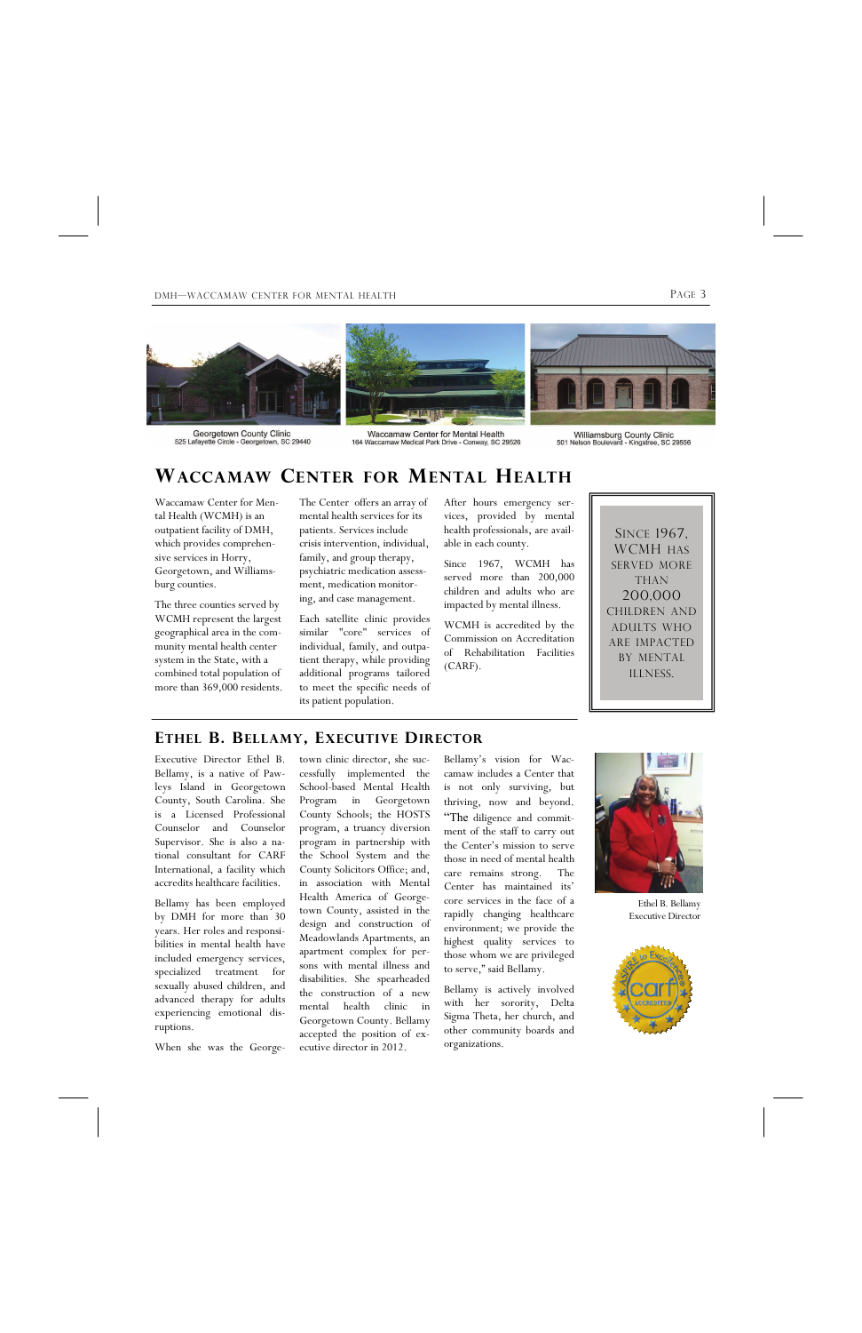Georgetown County Clinic
525 Lafayette Circle - Georgetown, SC 29440

Waccamaw Center for Mental Health
164 Waccamaw Medical Park Drive - Conway, SC 29526

Williamsburg County Clinic
501 Nelson Boulevard - Kingstree, SC 29556

# Waccamaw Center for Mental Health

Waccamaw Center for Mental Health (WCMH) is an outpatient facility of DMH, which provides comprehensive services in Horry, Georgetown, and Williamsburg counties.

The three counties served by WCMH represent the largest geographical area in the community mental health center system in the State, with a combined total population of more than 369,000 residents.

The Center offers an array of mental health services for its patients. Services include crisis intervention, individual, family, and group therapy, psychiatric medication assessment, medication monitoring, and case management.

Each satellite clinic provides similar "core" services of individual, family, and outpatient therapy, while providing additional programs tailored to meet the specific needs of its patient population.

After hours emergency services, provided by mental health professionals, are available in each county.

Since 1967, WCMH has served more than 200,000 children and adults who are impacted by mental illness.

WCMH is accredited by the Commission on Accreditation of Rehabilitation Facilities (CARF).

> SINCE 1967, WCMH HAS SERVED MORE THAN 200,000 CHILDREN AND ADULTS WHO ARE IMPACTED BY MENTAL ILLNESS.

## Ethel B. Bellamy, Executive Director

Executive Director Ethel B. Bellamy, is a native of Pawleys Island in Georgetown County, South Carolina. She is a Licensed Professional Counselor and Counselor Supervisor. She is also a national consultant for CARF International, a facility which accredits healthcare facilities.

Bellamy has been employed by DMH for more than 30 years. Her roles and responsibilities in mental health have included emergency services, specialized treatment for sexually abused children, and advanced therapy for adults experiencing emotional disruptions.

When she was the Georgetown clinic director, she successfully implemented the School-based Mental Health Program in Georgetown County Schools; the HOSTS program, a truancy diversion program in partnership with the School System and the County Solicitors Office; and, in association with Mental Health America of Georgetown County, assisted in the design and construction of Meadowlands Apartments, an apartment complex for persons with mental illness and disabilities. She spearheaded the construction of a new mental health clinic in Georgetown County. Bellamy accepted the position of executive director in 2012.

Bellamy's vision for Waccamaw includes a Center that is not only surviving, but thriving, now and beyond. "The diligence and commitment of the staff to carry out the Center's mission to serve those in need of mental health care remains strong. The Center has maintained its' core services in the face of a rapidly changing healthcare environment; we provide the highest quality services to those whom we are privileged to serve," said Bellamy.

Bellamy is actively involved with her sorority, Delta Sigma Theta, her church, and other community boards and organizations.

Ethel B. Bellamy
Executive Director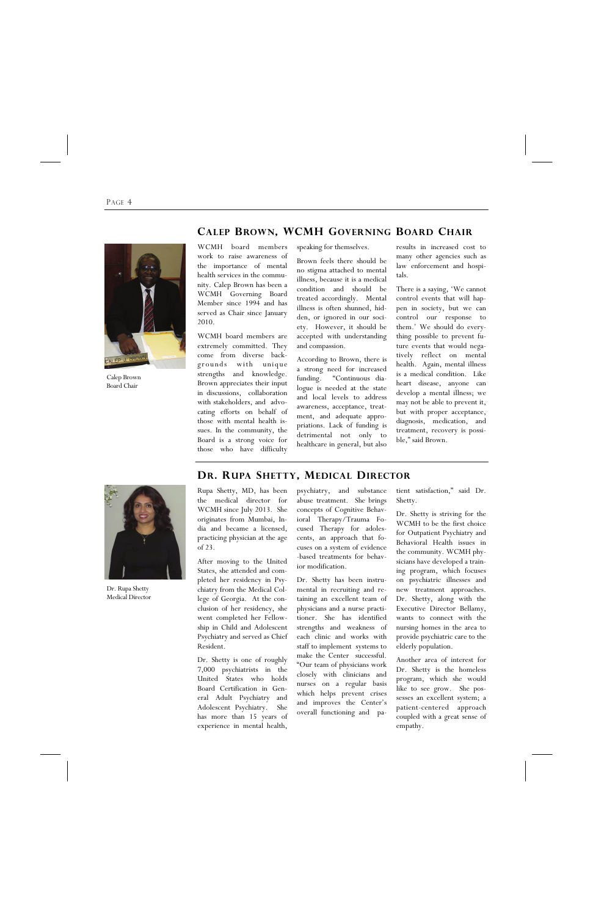## Calep Brown, WCMH Governing Board Chair

Calep Brown
Board Chair

WCMH board members work to raise awareness of the importance of mental health services in the community. Calep Brown has been a WCMH Governing Board Member since 1994 and has served as Chair since January 2010.

WCMH board members are extremely committed. They come from diverse backgrounds with unique strengths and knowledge. Brown appreciates their input in discussions, collaboration with stakeholders, and advocating efforts on behalf of those with mental health issues. In the community, the Board is a strong voice for those who have difficulty speaking for themselves.

Brown feels there should be no stigma attached to mental illness, because it is a medical condition and should be treated accordingly. Mental illness is often shunned, hidden, or ignored in our society. However, it should be accepted with understanding and compassion.

According to Brown, there is a strong need for increased funding. "Continuous dialogue is needed at the state and local levels to address awareness, acceptance, treatment, and adequate appropriations. Lack of funding is detrimental not only to healthcare in general, but also results in increased cost to many other agencies such as law enforcement and hospitals.

There is a saying, 'We cannot control events that will happen in society, but we can control our response to them.' We should do everything possible to prevent future events that would negatively reflect on mental health. Again, mental illness is a medical condition. Like heart disease, anyone can develop a mental illness; we may not be able to prevent it, but with proper acceptance, diagnosis, medication, and treatment, recovery is possible," said Brown.

## Dr. Rupa Shetty, Medical Director

Dr. Rupa Shetty
Medical Director

Rupa Shetty, MD, has been the medical director for WCMH since July 2013. She originates from Mumbai, India and became a licensed, practicing physician at the age of 23.

After moving to the United States, she attended and completed her residency in Psychiatry from the Medical College of Georgia. At the conclusion of her residency, she went completed her Fellowship in Child and Adolescent Psychiatry and served as Chief Resident.

Dr. Shetty is one of roughly 7,000 psychiatrists in the United States who holds Board Certification in General Adult Psychiatry and Adolescent Psychiatry. She has more than 15 years of experience in mental health, psychiatry, and substance abuse treatment. She brings concepts of Cognitive Behavioral Therapy/Trauma Focused Therapy for adolescents, an approach that focuses on a system of evidence-based treatments for behavior modification.

Dr. Shetty has been instrumental in recruiting and retaining an excellent team of physicians and a nurse practitioner. She has identified strengths and weakness of each clinic and works with staff to implement systems to make the Center successful. "Our team of physicians work closely with clinicians and nurses on a regular basis which helps prevent crises and improves the Center's overall functioning and patient satisfaction," said Dr. Shetty.

Dr. Shetty is striving for the WCMH to be the first choice for Outpatient Psychiatry and Behavioral Health issues in the community. WCMH physicians have developed a training program, which focuses on psychiatric illnesses and new treatment approaches. Dr. Shetty, along with the Executive Director Bellamy, wants to connect with the nursing homes in the area to provide psychiatric care to the elderly population.

Another area of interest for Dr. Shetty is the homeless program, which she would like to see grow. She possesses an excellent system; a patient-centered approach coupled with a great sense of empathy.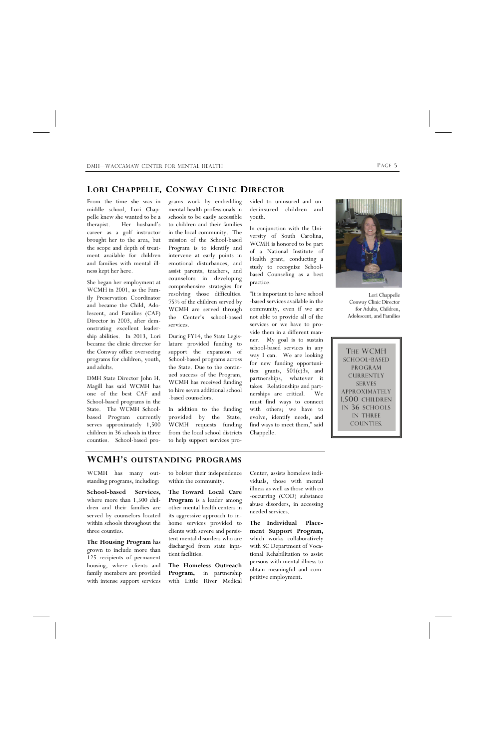## Lori Chappelle, Conway Clinic Director

From the time she was in middle school, Lori Chappelle knew she wanted to be a therapist. Her husband's career as a golf instructor brought her to the area, but the scope and depth of treatment available for children and families with mental illness kept her here.

She began her employment at WCMH in 2001, as the Family Preservation Coordinator and became the Child, Adolescent, and Families (CAF) Director in 2003, after demonstrating excellent leadership abilities. In 2013, Lori became the clinic director for the Conway office overseeing programs for children, youth, and adults.

DMH State Director John H. Magill has said WCMH has one of the best CAF and School-based programs in the State. The WCMH School-based Program currently serves approximately 1,500 children in 36 schools in three counties. School-based programs work by embedding mental health professionals in schools to be easily accessible to children and their families in the local community. The mission of the School-based Program is to identify and intervene at early points in emotional disturbances, and assist parents, teachers, and counselors in developing comprehensive strategies for resolving those difficulties. 75% of the children served by WCMH are served through the Center's school-based services.

During FY14, the State Legislature provided funding to support the expansion of School-based programs across the State. Due to the continued success of the Program, WCMH has received funding to hire seven additional school-based counselors.

In addition to the funding provided by the State, WCMH requests funding from the local school districts to help support services provided to uninsured and underinsured children and youth.

In conjunction with the University of South Carolina, WCMH is honored to be part of a National Institute of Health grant, conducting a study to recognize School-based Counseling as a best practice.

"It is important to have school-based services available in the community, even if we are not able to provide all of the services or we have to provide them in a different manner. My goal is to sustain school-based services in any way I can. We are looking for new funding opportunities: grants, 501(c)3s, and partnerships, whatever it takes. Relationships and partnerships are critical. We must find ways to connect with others; we have to evolve, identify needs, and find ways to meet them," said Chappelle.

Lori Chappelle
Conway Clinic Director for Adults, Children, Adolescent, and Families

> The WCMH School-based Program currently serves approximately 1,500 children in 36 schools in three counties.

## WCMH's Outstanding Programs

WCMH has many outstanding programs, including:

**School-based Services,** where more than 1,500 children and their families are served by counselors located within schools throughout the three counties.

**The Housing Program** has grown to include more than 125 recipients of permanent housing, where clients and family members are provided with intense support services to bolster their independence within the community.

**The Toward Local Care Program** is a leader among other mental health centers in its aggressive approach to in-home services provided to clients with severe and persistent mental disorders who are discharged from state inpatient facilities.

**The Homeless Outreach Program,** in partnership with Little River Medical Center, assists homeless individuals, those with mental illness as well as those with co-occurring (COD) substance abuse disorders, in accessing needed services.

**The Individual Placement Support Program,** which works collaboratively with SC Department of Vocational Rehabilitation to assist persons with mental illness to obtain meaningful and competitive employment.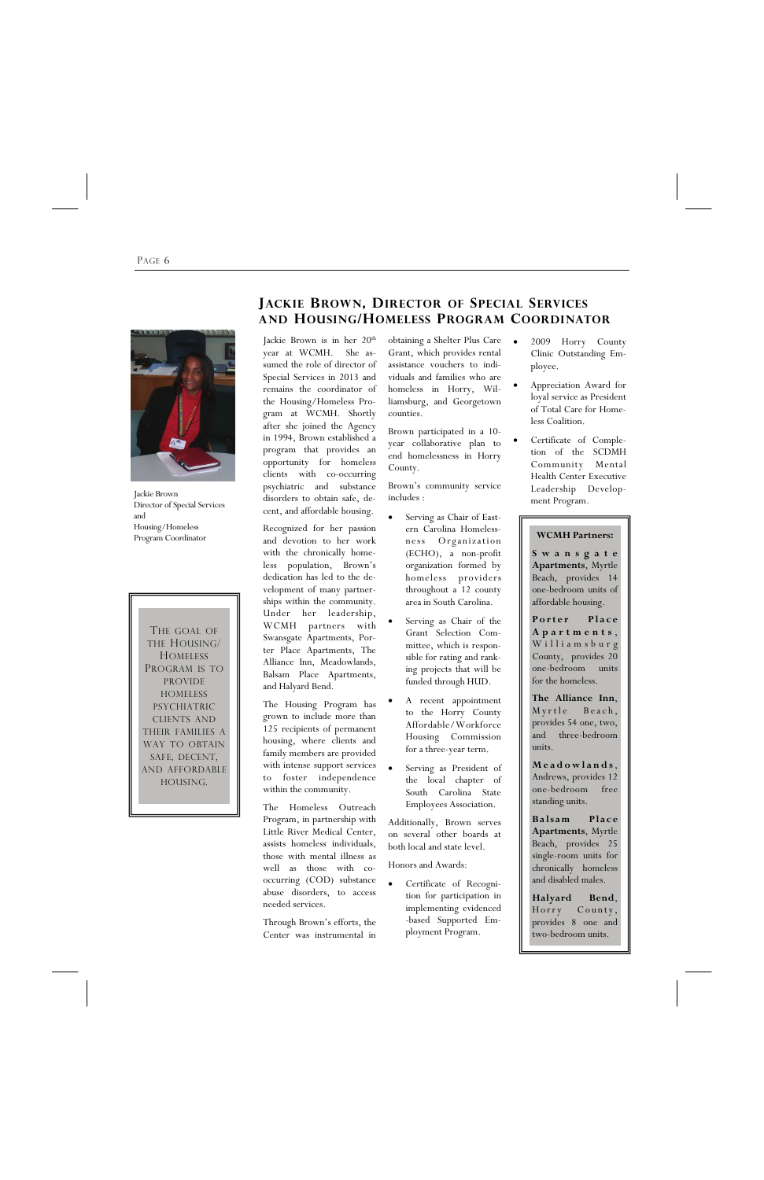## Jackie Brown, Director of Special Services and Housing/Homeless Program Coordinator

Jackie Brown
Director of Special Services
and
Housing/Homeless
Program Coordinator

> THE GOAL OF THE HOUSING/HOMELESS PROGRAM IS TO PROVIDE HOMELESS PSYCHIATRIC CLIENTS AND THEIR FAMILIES A WAY TO OBTAIN SAFE, DECENT, AND AFFORDABLE HOUSING.

Jackie Brown is in her 20th year at WCMH. She assumed the role of director of Special Services in 2013 and remains the coordinator of the Housing/Homeless Program at WCMH. Shortly after she joined the Agency in 1994, Brown established a program that provides an opportunity for homeless clients with co-occurring psychiatric and substance disorders to obtain safe, decent, and affordable housing.

Recognized for her passion and devotion to her work with the chronically homeless population, Brown's dedication has led to the development of many partnerships within the community. Under her leadership, WCMH partners with Swansgate Apartments, Porter Place Apartments, The Alliance Inn, Meadowlands, Balsam Place Apartments, and Halyard Bend.

The Housing Program has grown to include more than 125 recipients of permanent housing, where clients and family members are provided with intense support services to foster independence within the community.

The Homeless Outreach Program, in partnership with Little River Medical Center, assists homeless individuals, those with mental illness as well as those with co-occurring (COD) substance abuse disorders, to access needed services.

Through Brown's efforts, the Center was instrumental in obtaining a Shelter Plus Care Grant, which provides rental assistance vouchers to individuals and families who are homeless in Horry, Williamsburg, and Georgetown counties.

Brown participated in a 10-year collaborative plan to end homelessness in Horry County.

Brown's community service includes :

- Serving as Chair of Eastern Carolina Homelessness Organization (ECHO), a non-profit organization formed by homeless providers throughout a 12 county area in South Carolina.
- Serving as Chair of the Grant Selection Committee, which is responsible for rating and ranking projects that will be funded through HUD.
- A recent appointment to the Horry County Affordable/Workforce Housing Commission for a three-year term.
- Serving as President of the local chapter of South Carolina State Employees Association.

Additionally, Brown serves on several other boards at both local and state level.

Honors and Awards:

- Certificate of Recognition for participation in implementing evidenced -based Supported Employment Program.
- 2009 Horry County Clinic Outstanding Employee.
- Appreciation Award for loyal service as President of Total Care for Homeless Coalition.
- Certificate of Completion of the SCDMH Community Mental Health Center Executive Leadership Development Program.

**WCMH Partners:**

**Swansgate Apartments**, Myrtle Beach, provides 14 one-bedroom units of affordable housing.

**Porter Place Apartments**, Williamsburg County, provides 20 one-bedroom units for the homeless.

**The Alliance Inn**, Myrtle Beach, provides 54 one, two, and three-bedroom units.

**Meadowlands**, Andrews, provides 12 one-bedroom free standing units.

**Balsam Place Apartments**, Myrtle Beach, provides 25 single-room units for chronically homeless and disabled males.

**Halyard Bend**, Horry County, provides 8 one and two-bedroom units.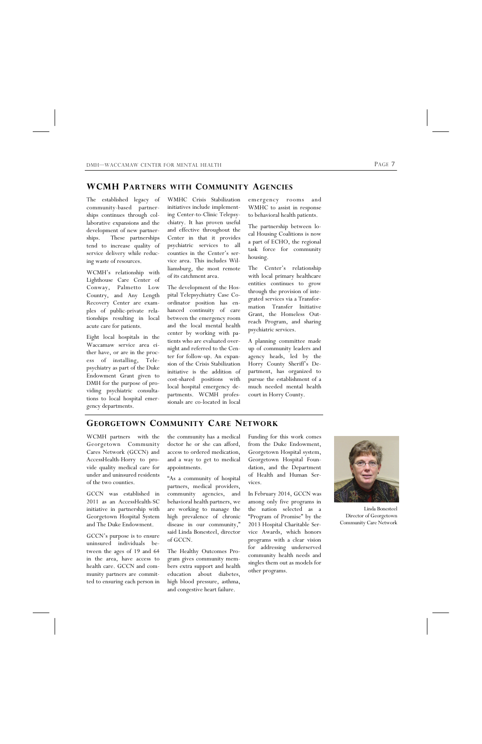## WCMH Partners with Community Agencies

The established legacy of community-based partnerships continues through collaborative expansions and the development of new partnerships. These partnerships tend to increase quality of service delivery while reducing waste of resources.

WCMH's relationship with Lighthouse Care Center of Conway, Palmetto Low Country, and Any Length Recovery Center are examples of public-private relationships resulting in local acute care for patients.

Eight local hospitals in the Waccamaw service area either have, or are in the process of installing, Telepsychiatry as part of the Duke Endowment Grant given to DMH for the purpose of providing psychiatric consultations to local hospital emergency departments.

WMHC Crisis Stabilization initiatives include implementing Center-to-Clinic Telepsychiatry. It has proven useful and effective throughout the Center in that it provides psychiatric services to all counties in the Center's service area. This includes Williamsburg, the most remote of its catchment area.

The development of the Hospital Telepsychiatry Case Coordinator position has enhanced continuity of care between the emergency room and the local mental health center by working with patients who are evaluated overnight and referred to the Center for follow-up. An expansion of the Crisis Stabilization initiative is the addition of cost-shared positions with local hospital emergency departments. WCMH professionals are co-located in local emergency rooms and WMHC to assist in response to behavioral health patients.

The partnership between local Housing Coalitions is now a part of ECHO, the regional task force for community housing.

The Center's relationship with local primary healthcare entities continues to grow through the provision of integrated services via a Transformation Transfer Initiative Grant, the Homeless Outreach Program, and sharing psychiatric services.

A planning committee made up of community leaders and agency heads, led by the Horry County Sheriff's Department, has organized to pursue the establishment of a much needed mental health court in Horry County.

## Georgetown Community Care Network

WCMH partners with the Georgetown Community Cares Network (GCCN) and AccessHealth-Horry to provide quality medical care for under and uninsured residents of the two counties.

GCCN was established in 2011 as an AccessHealth-SC initiative in partnership with Georgetown Hospital System and The Duke Endowment.

GCCN's purpose is to ensure uninsured individuals between the ages of 19 and 64 in the area, have access to health care. GCCN and community partners are committed to ensuring each person in the community has a medical doctor he or she can afford, access to ordered medication, and a way to get to medical appointments.

"As a community of hospital partners, medical providers, community agencies, and behavioral health partners, we are working to manage the high prevalence of chronic disease in our community," said Linda Bonesteel, director of GCCN.

The Healthy Outcomes Program gives community members extra support and health education about diabetes, high blood pressure, asthma, and congestive heart failure.

Funding for this work comes from the Duke Endowment, Georgetown Hospital system, Georgetown Hospital Foundation, and the Department of Health and Human Services.

In February 2014, GCCN was among only five programs in the nation selected as a "Program of Promise" by the 2013 Hospital Charitable Service Awards, which honors programs with a clear vision for addressing underserved community health needs and singles them out as models for other programs.

Linda Bonesteel
Director of Georgetown Community Care Network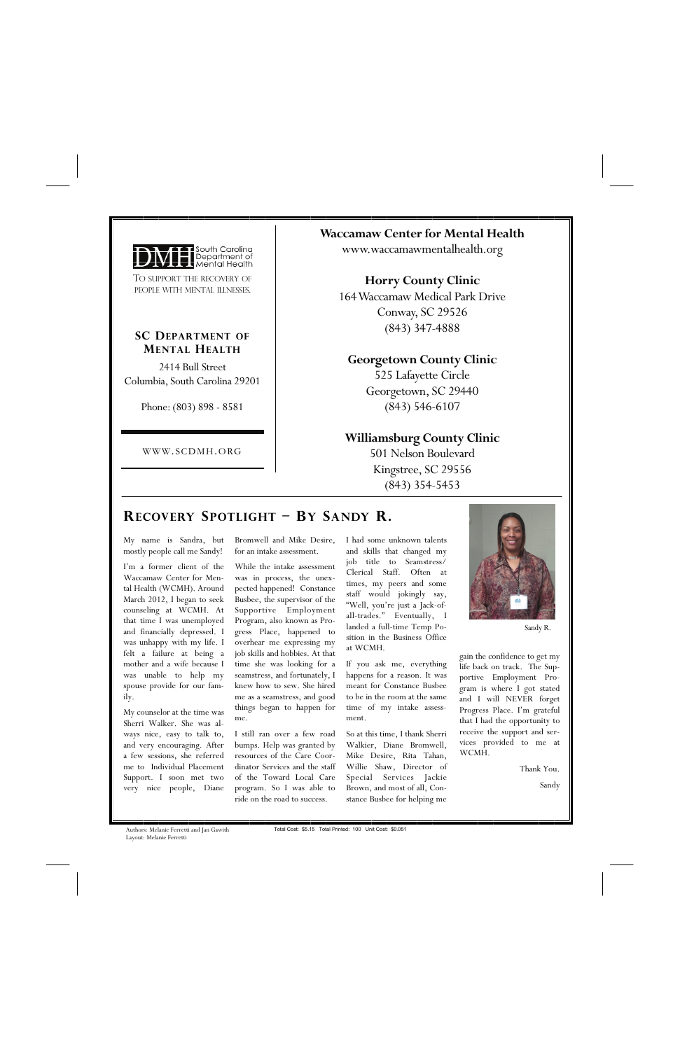DMH South Carolina Department of Mental Health

To support the recovery of people with mental illnesses.

**SC Department of Mental Health**

2414 Bull Street
Columbia, South Carolina 29201

Phone: (803) 898 - 8581

WWW.SCDMH.ORG

**Waccamaw Center for Mental Health**
www.waccamawmentalhealth.org

**Horry County Clinic**
164 Waccamaw Medical Park Drive
Conway, SC 29526
(843) 347-4888

**Georgetown County Clinic**
525 Lafayette Circle
Georgetown, SC 29440
(843) 546-6107

**Williamsburg County Clinic**
501 Nelson Boulevard
Kingstree, SC 29556
(843) 354-5453

## Recovery Spotlight – By Sandy R.

My name is Sandra, but mostly people call me Sandy!

I'm a former client of the Waccamaw Center for Mental Health (WCMH). Around March 2012, I began to seek counseling at WCMH. At that time I was unemployed and financially depressed. I was unhappy with my life. I felt a failure at being a mother and a wife because I was unable to help my spouse provide for our family.

My counselor at the time was Sherri Walker. She was always nice, easy to talk to, and very encouraging. After a few sessions, she referred me to Individual Placement Support. I soon met two very nice people, Diane Bromwell and Mike Desire, for an intake assessment.

While the intake assessment was in process, the unexpected happened! Constance Busbee, the supervisor of the Supportive Employment Program, also known as Progress Place, happened to overhear me expressing my job skills and hobbies. At that time she was looking for a seamstress, and fortunately, I knew how to sew. She hired me as a seamstress, and good things began to happen for me.

I still ran over a few road bumps. Help was granted by resources of the Care Coordinator Services and the staff of the Toward Local Care program. So I was able to ride on the road to success. I had some unknown talents and skills that changed my job title to Seamstress/Clerical Staff. Often at times, my peers and some staff would jokingly say, "Well, you're just a Jack-of-all-trades." Eventually, I landed a full-time Temp Position in the Business Office at WCMH.

If you ask me, everything happens for a reason. It was meant for Constance Busbee to be in the room at the same time of my intake assessment.

So at this time, I thank Sherri Walkier, Diane Bromwell, Mike Desire, Rita Tahan, Willie Shaw, Director of Special Services Jackie Brown, and most of all, Constance Busbee for helping me gain the confidence to get my life back on track. The Supportive Employment Program is where I got stated and I will NEVER forget Progress Place. I'm grateful that I had the opportunity to receive the support and services provided to me at WCMH.

Thank You.

Sandy

Sandy R.

Authors: Melanie Ferretti and Jan Gawith
Layout: Melanie Ferretti

Total Cost: $5.15 Total Printed: 100 Unit Cost: $0.051